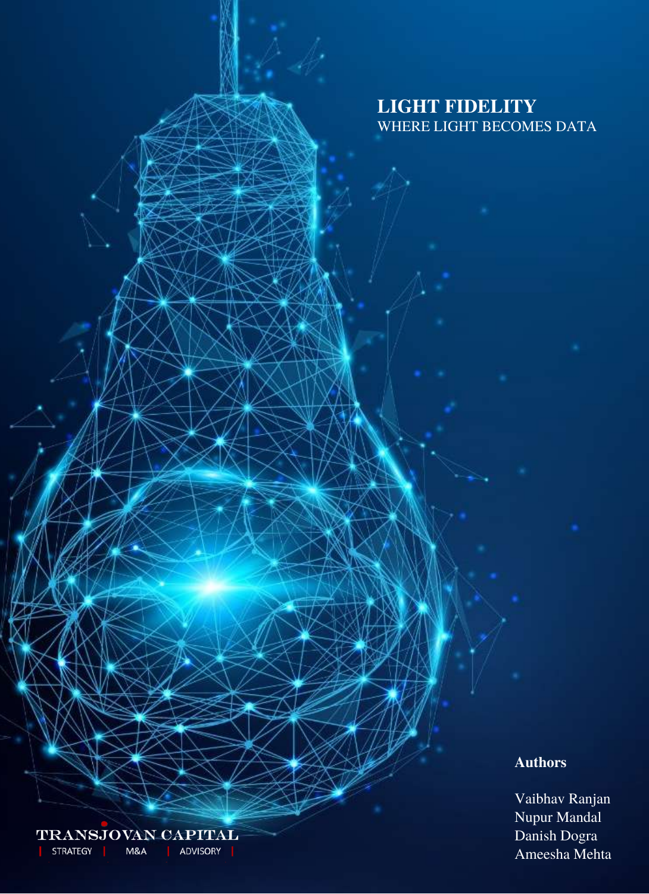# LIGHT FIDELITY

WHERE LIGHT BECOMES DATA

**Authors**

Vaibhav Ranjan
Nupur Mandal
Danish Dogra
Ameesha Mehta

TRANSJOVAN CAPITAL

| STRATEGY | M&A | ADVISORY |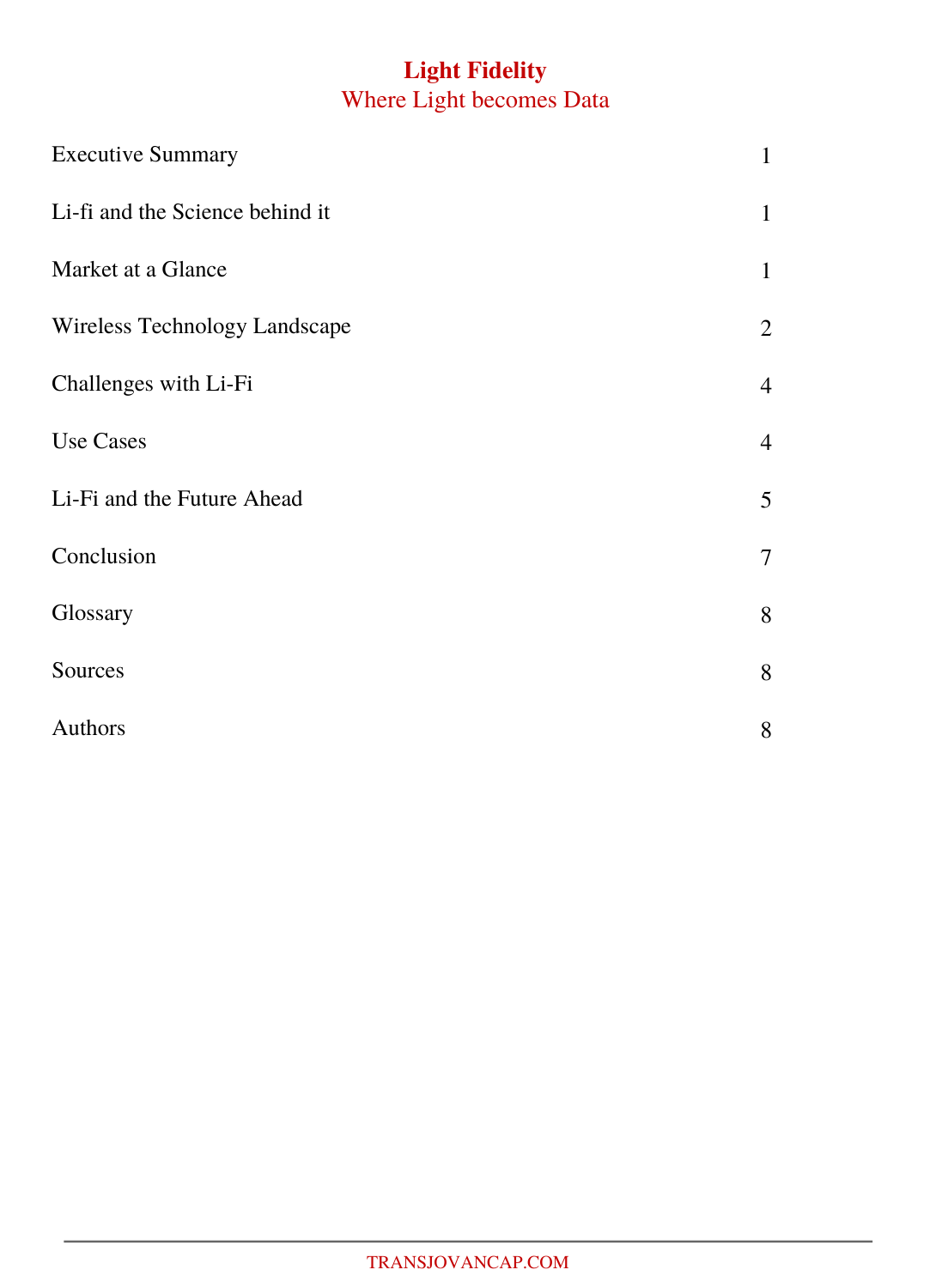# Light Fidelity
## Where Light becomes Data

| | |
|---|---|
| Executive Summary | 1 |
| Li-fi and the Science behind it | 1 |
| Market at a Glance | 1 |
| Wireless Technology Landscape | 2 |
| Challenges with Li-Fi | 4 |
| Use Cases | 4 |
| Li-Fi and the Future Ahead | 5 |
| Conclusion | 7 |
| Glossary | 8 |
| Sources | 8 |
| Authors | 8 |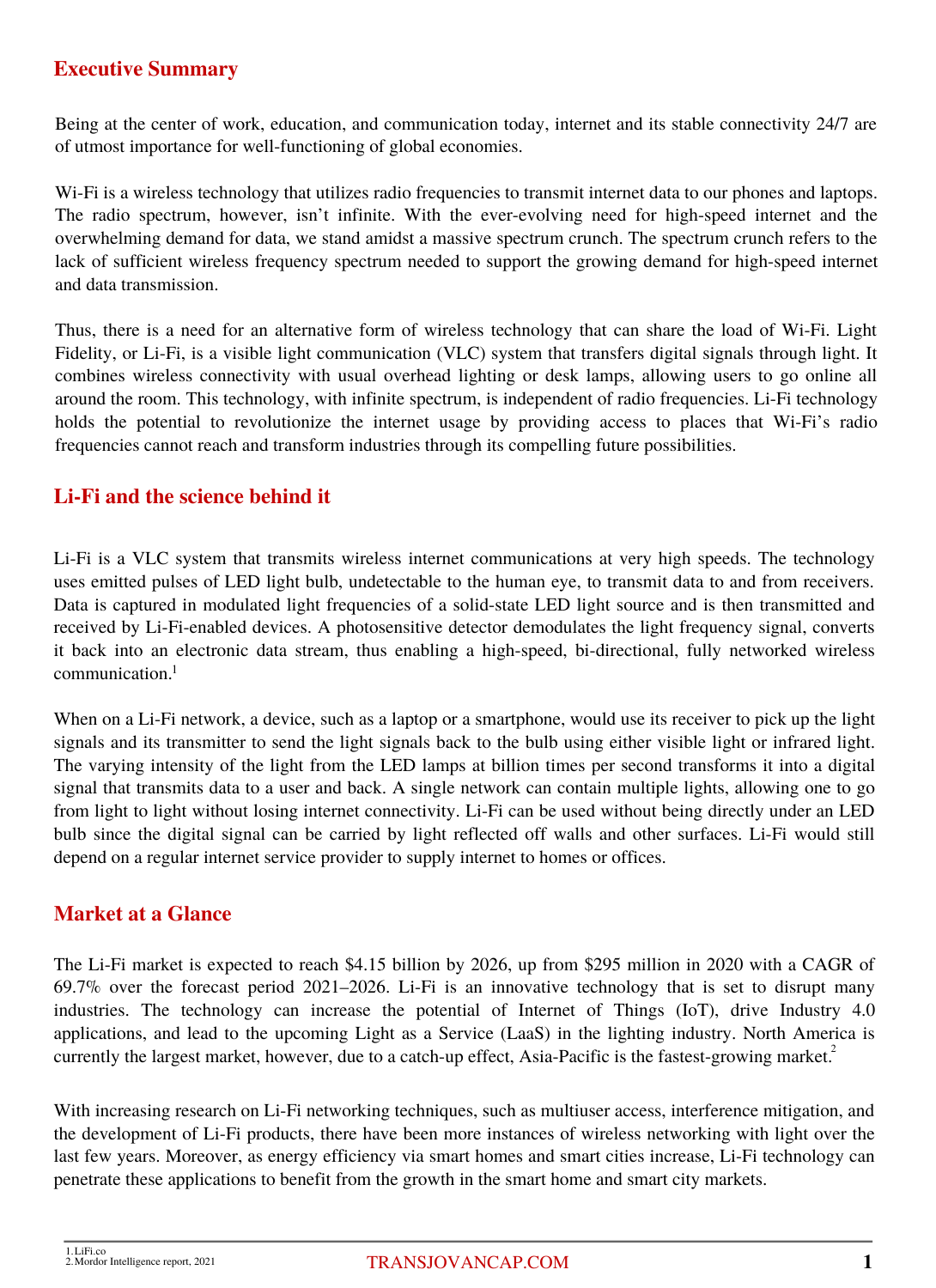## Executive Summary

Being at the center of work, education, and communication today, internet and its stable connectivity 24/7 are of utmost importance for well-functioning of global economies.

Wi-Fi is a wireless technology that utilizes radio frequencies to transmit internet data to our phones and laptops. The radio spectrum, however, isn't infinite. With the ever-evolving need for high-speed internet and the overwhelming demand for data, we stand amidst a massive spectrum crunch. The spectrum crunch refers to the lack of sufficient wireless frequency spectrum needed to support the growing demand for high-speed internet and data transmission.

Thus, there is a need for an alternative form of wireless technology that can share the load of Wi-Fi. Light Fidelity, or Li-Fi, is a visible light communication (VLC) system that transfers digital signals through light. It combines wireless connectivity with usual overhead lighting or desk lamps, allowing users to go online all around the room. This technology, with infinite spectrum, is independent of radio frequencies. Li-Fi technology holds the potential to revolutionize the internet usage by providing access to places that Wi-Fi's radio frequencies cannot reach and transform industries through its compelling future possibilities.

## Li-Fi and the science behind it

Li-Fi is a VLC system that transmits wireless internet communications at very high speeds. The technology uses emitted pulses of LED light bulb, undetectable to the human eye, to transmit data to and from receivers. Data is captured in modulated light frequencies of a solid-state LED light source and is then transmitted and received by Li-Fi-enabled devices. A photosensitive detector demodulates the light frequency signal, converts it back into an electronic data stream, thus enabling a high-speed, bi-directional, fully networked wireless communication.[1]

When on a Li-Fi network, a device, such as a laptop or a smartphone, would use its receiver to pick up the light signals and its transmitter to send the light signals back to the bulb using either visible light or infrared light. The varying intensity of the light from the LED lamps at billion times per second transforms it into a digital signal that transmits data to a user and back. A single network can contain multiple lights, allowing one to go from light to light without losing internet connectivity. Li-Fi can be used without being directly under an LED bulb since the digital signal can be carried by light reflected off walls and other surfaces. Li-Fi would still depend on a regular internet service provider to supply internet to homes or offices.

## Market at a Glance

The Li-Fi market is expected to reach $4.15 billion by 2026, up from $295 million in 2020 with a CAGR of 69.7% over the forecast period 2021–2026. Li-Fi is an innovative technology that is set to disrupt many industries. The technology can increase the potential of Internet of Things (IoT), drive Industry 4.0 applications, and lead to the upcoming Light as a Service (LaaS) in the lighting industry. North America is currently the largest market, however, due to a catch-up effect, Asia-Pacific is the fastest-growing market.[2]

With increasing research on Li-Fi networking techniques, such as multiuser access, interference mitigation, and the development of Li-Fi products, there have been more instances of wireless networking with light over the last few years. Moreover, as energy efficiency via smart homes and smart cities increase, Li-Fi technology can penetrate these applications to benefit from the growth in the smart home and smart city markets.

1. LiFi.co
2. Mordor Intelligence report, 2021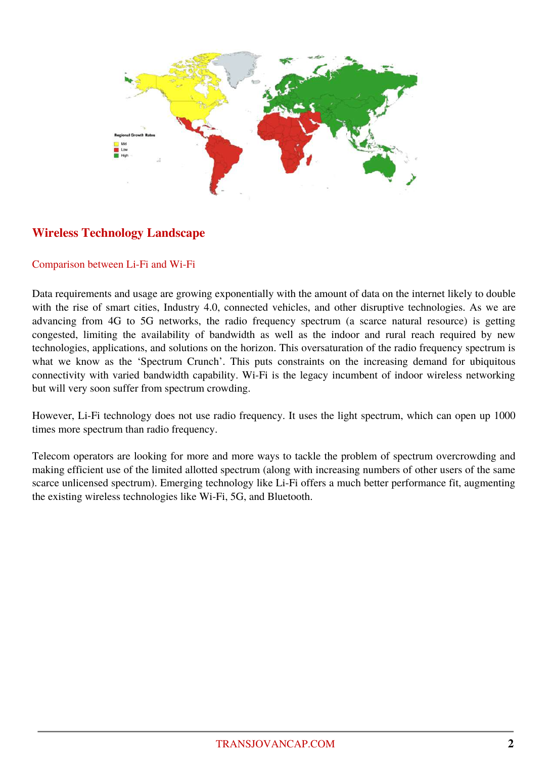## Wireless Technology Landscape

### Comparison between Li-Fi and Wi-Fi

Data requirements and usage are growing exponentially with the amount of data on the internet likely to double with the rise of smart cities, Industry 4.0, connected vehicles, and other disruptive technologies. As we are advancing from 4G to 5G networks, the radio frequency spectrum (a scarce natural resource) is getting congested, limiting the availability of bandwidth as well as the indoor and rural reach required by new technologies, applications, and solutions on the horizon. This oversaturation of the radio frequency spectrum is what we know as the 'Spectrum Crunch'. This puts constraints on the increasing demand for ubiquitous connectivity with varied bandwidth capability. Wi-Fi is the legacy incumbent of indoor wireless networking but will very soon suffer from spectrum crowding.

However, Li-Fi technology does not use radio frequency. It uses the light spectrum, which can open up 1000 times more spectrum than radio frequency.

Telecom operators are looking for more and more ways to tackle the problem of spectrum overcrowding and making efficient use of the limited allotted spectrum (along with increasing numbers of other users of the same scarce unlicensed spectrum). Emerging technology like Li-Fi offers a much better performance fit, augmenting the existing wireless technologies like Wi-Fi, 5G, and Bluetooth.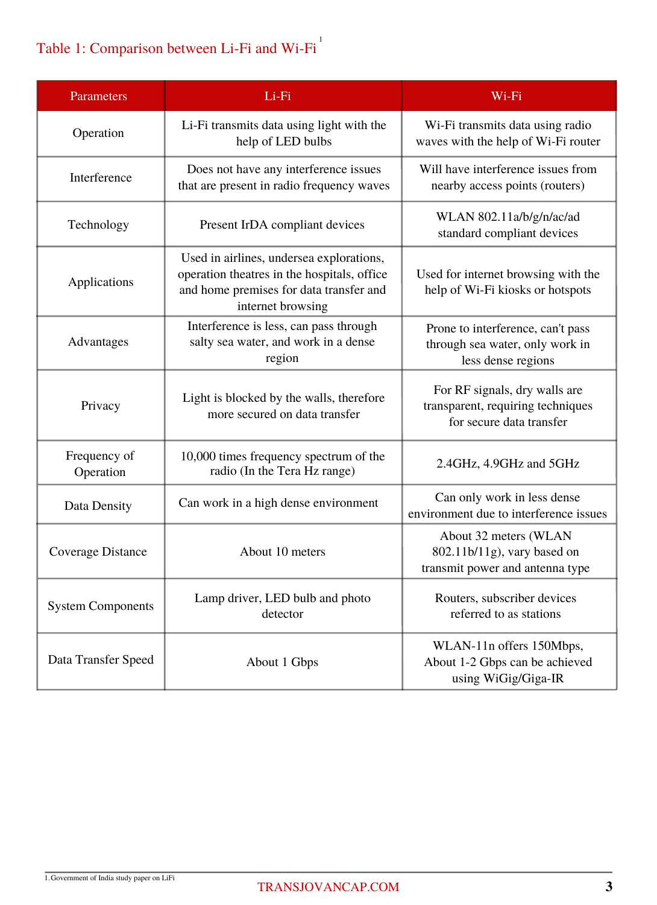Table 1: Comparison between Li-Fi and Wi-Fi[1]

| Parameters | Li-Fi | Wi-Fi |
|---|---|---|
| Operation | Li-Fi transmits data using light with the help of LED bulbs | Wi-Fi transmits data using radio waves with the help of Wi-Fi router |
| Interference | Does not have any interference issues that are present in radio frequency waves | Will have interference issues from nearby access points (routers) |
| Technology | Present IrDA compliant devices | WLAN 802.11a/b/g/n/ac/ad standard compliant devices |
| Applications | Used in airlines, undersea explorations, operation theatres in the hospitals, office and home premises for data transfer and internet browsing | Used for internet browsing with the help of Wi-Fi kiosks or hotspots |
| Advantages | Interference is less, can pass through salty sea water, and work in a dense region | Prone to interference, can't pass through sea water, only work in less dense regions |
| Privacy | Light is blocked by the walls, therefore more secured on data transfer | For RF signals, dry walls are transparent, requiring techniques for secure data transfer |
| Frequency of Operation | 10,000 times frequency spectrum of the radio (In the Tera Hz range) | 2.4GHz, 4.9GHz and 5GHz |
| Data Density | Can work in a high dense environment | Can only work in less dense environment due to interference issues |
| Coverage Distance | About 10 meters | About 32 meters (WLAN 802.11b/11g), vary based on transmit power and antenna type |
| System Components | Lamp driver, LED bulb and photo detector | Routers, subscriber devices referred to as stations |
| Data Transfer Speed | About 1 Gbps | WLAN-11n offers 150Mbps, About 1-2 Gbps can be achieved using WiGig/Giga-IR |

1. Government of India study paper on LiFi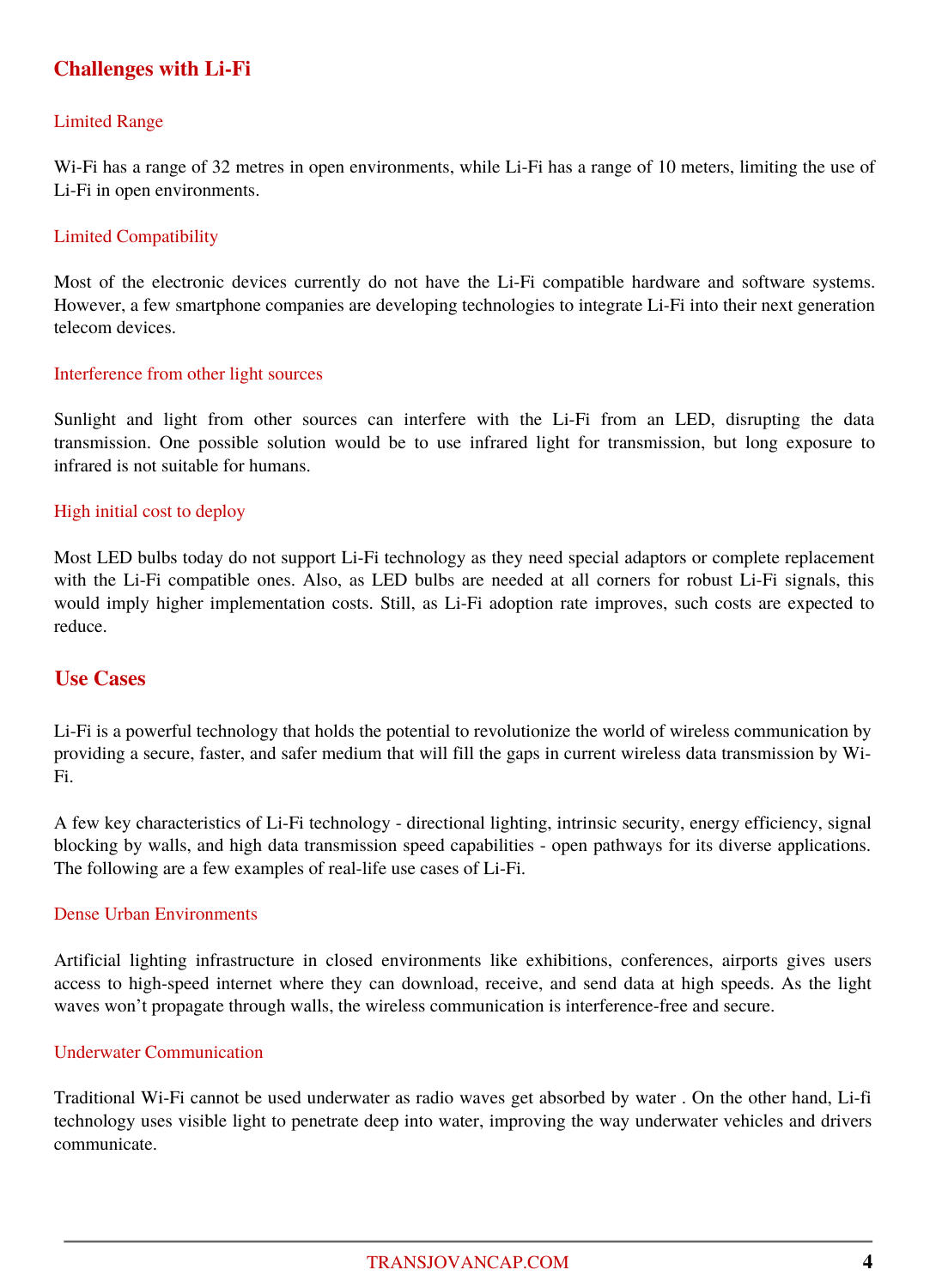## Challenges with Li-Fi

### Limited Range

Wi-Fi has a range of 32 metres in open environments, while Li-Fi has a range of 10 meters, limiting the use of Li-Fi in open environments.

### Limited Compatibility

Most of the electronic devices currently do not have the Li-Fi compatible hardware and software systems. However, a few smartphone companies are developing technologies to integrate Li-Fi into their next generation telecom devices.

### Interference from other light sources

Sunlight and light from other sources can interfere with the Li-Fi from an LED, disrupting the data transmission. One possible solution would be to use infrared light for transmission, but long exposure to infrared is not suitable for humans.

### High initial cost to deploy

Most LED bulbs today do not support Li-Fi technology as they need special adaptors or complete replacement with the Li-Fi compatible ones. Also, as LED bulbs are needed at all corners for robust Li-Fi signals, this would imply higher implementation costs. Still, as Li-Fi adoption rate improves, such costs are expected to reduce.

## Use Cases

Li-Fi is a powerful technology that holds the potential to revolutionize the world of wireless communication by providing a secure, faster, and safer medium that will fill the gaps in current wireless data transmission by Wi-Fi.

A few key characteristics of Li-Fi technology - directional lighting, intrinsic security, energy efficiency, signal blocking by walls, and high data transmission speed capabilities - open pathways for its diverse applications. The following are a few examples of real-life use cases of Li-Fi.

### Dense Urban Environments

Artificial lighting infrastructure in closed environments like exhibitions, conferences, airports gives users access to high-speed internet where they can download, receive, and send data at high speeds. As the light waves won't propagate through walls, the wireless communication is interference-free and secure.

### Underwater Communication

Traditional Wi-Fi cannot be used underwater as radio waves get absorbed by water . On the other hand, Li-fi technology uses visible light to penetrate deep into water, improving the way underwater vehicles and drivers communicate.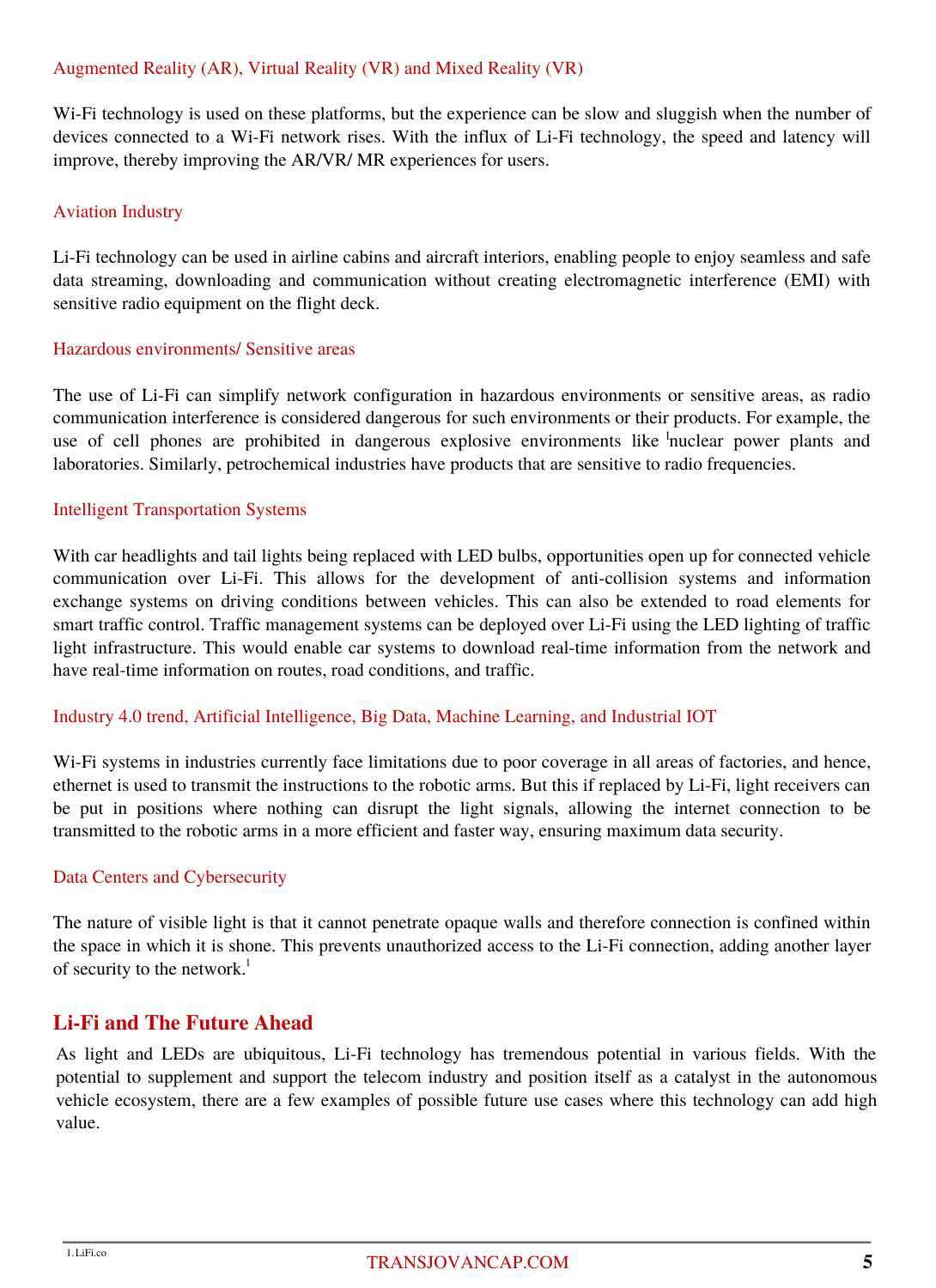### Augmented Reality (AR), Virtual Reality (VR) and Mixed Reality (VR)

Wi-Fi technology is used on these platforms, but the experience can be slow and sluggish when the number of devices connected to a Wi-Fi network rises. With the influx of Li-Fi technology, the speed and latency will improve, thereby improving the AR/VR/ MR experiences for users.

### Aviation Industry

Li-Fi technology can be used in airline cabins and aircraft interiors, enabling people to enjoy seamless and safe data streaming, downloading and communication without creating electromagnetic interference (EMI) with sensitive radio equipment on the flight deck.

### Hazardous environments/ Sensitive areas

The use of Li-Fi can simplify network configuration in hazardous environments or sensitive areas, as radio communication interference is considered dangerous for such environments or their products. For example, the use of cell phones are prohibited in dangerous explosive environments like [1]nuclear power plants and laboratories. Similarly, petrochemical industries have products that are sensitive to radio frequencies.

### Intelligent Transportation Systems

With car headlights and tail lights being replaced with LED bulbs, opportunities open up for connected vehicle communication over Li-Fi. This allows for the development of anti-collision systems and information exchange systems on driving conditions between vehicles. This can also be extended to road elements for smart traffic control. Traffic management systems can be deployed over Li-Fi using the LED lighting of traffic light infrastructure. This would enable car systems to download real-time information from the network and have real-time information on routes, road conditions, and traffic.

### Industry 4.0 trend, Artificial Intelligence, Big Data, Machine Learning, and Industrial IOT

Wi-Fi systems in industries currently face limitations due to poor coverage in all areas of factories, and hence, ethernet is used to transmit the instructions to the robotic arms. But this if replaced by Li-Fi, light receivers can be put in positions where nothing can disrupt the light signals, allowing the internet connection to be transmitted to the robotic arms in a more efficient and faster way, ensuring maximum data security.

### Data Centers and Cybersecurity

The nature of visible light is that it cannot penetrate opaque walls and therefore connection is confined within the space in which it is shone. This prevents unauthorized access to the Li-Fi connection, adding another layer of security to the network.[1]

## Li-Fi and The Future Ahead

As light and LEDs are ubiquitous, Li-Fi technology has tremendous potential in various fields. With the potential to supplement and support the telecom industry and position itself as a catalyst in the autonomous vehicle ecosystem, there are a few examples of possible future use cases where this technology can add high value.

1. LiFi.co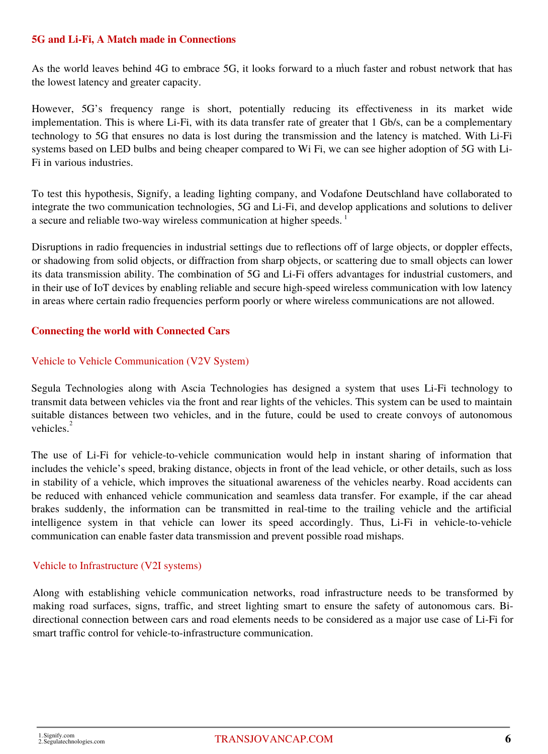## 5G and Li-Fi, A Match made in Connections

As the world leaves behind 4G to embrace 5G, it looks forward to a much faster and robust network that has the lowest latency and greater capacity.

However, 5G's frequency range is short, potentially reducing its effectiveness in its market wide implementation. This is where Li-Fi, with its data transfer rate of greater that 1 Gb/s, can be a complementary technology to 5G that ensures no data is lost during the transmission and the latency is matched. With Li-Fi systems based on LED bulbs and being cheaper compared to Wi Fi, we can see higher adoption of 5G with Li-Fi in various industries.

To test this hypothesis, Signify, a leading lighting company, and Vodafone Deutschland have collaborated to integrate the two communication technologies, 5G and Li-Fi, and develop applications and solutions to deliver a secure and reliable two-way wireless communication at higher speeds. [1]

Disruptions in radio frequencies in industrial settings due to reflections off of large objects, or doppler effects, or shadowing from solid objects, or diffraction from sharp objects, or scattering due to small objects can lower its data transmission ability. The combination of 5G and Li-Fi offers advantages for industrial customers, and in their use of IoT devices by enabling reliable and secure high-speed wireless communication with low latency in areas where certain radio frequencies perform poorly or where wireless communications are not allowed.

## Connecting the world with Connected Cars

### Vehicle to Vehicle Communication (V2V System)

Segula Technologies along with Ascia Technologies has designed a system that uses Li-Fi technology to transmit data between vehicles via the front and rear lights of the vehicles. This system can be used to maintain suitable distances between two vehicles, and in the future, could be used to create convoys of autonomous vehicles.[2]

The use of Li-Fi for vehicle-to-vehicle communication would help in instant sharing of information that includes the vehicle's speed, braking distance, objects in front of the lead vehicle, or other details, such as loss in stability of a vehicle, which improves the situational awareness of the vehicles nearby. Road accidents can be reduced with enhanced vehicle communication and seamless data transfer. For example, if the car ahead brakes suddenly, the information can be transmitted in real-time to the trailing vehicle and the artificial intelligence system in that vehicle can lower its speed accordingly. Thus, Li-Fi in vehicle-to-vehicle communication can enable faster data transmission and prevent possible road mishaps.

### Vehicle to Infrastructure (V2I systems)

Along with establishing vehicle communication networks, road infrastructure needs to be transformed by making road surfaces, signs, traffic, and street lighting smart to ensure the safety of autonomous cars. Bi-directional connection between cars and road elements needs to be considered as a major use case of Li-Fi for smart traffic control for vehicle-to-infrastructure communication.

1. Signify.com
2. Segulatechnologies.com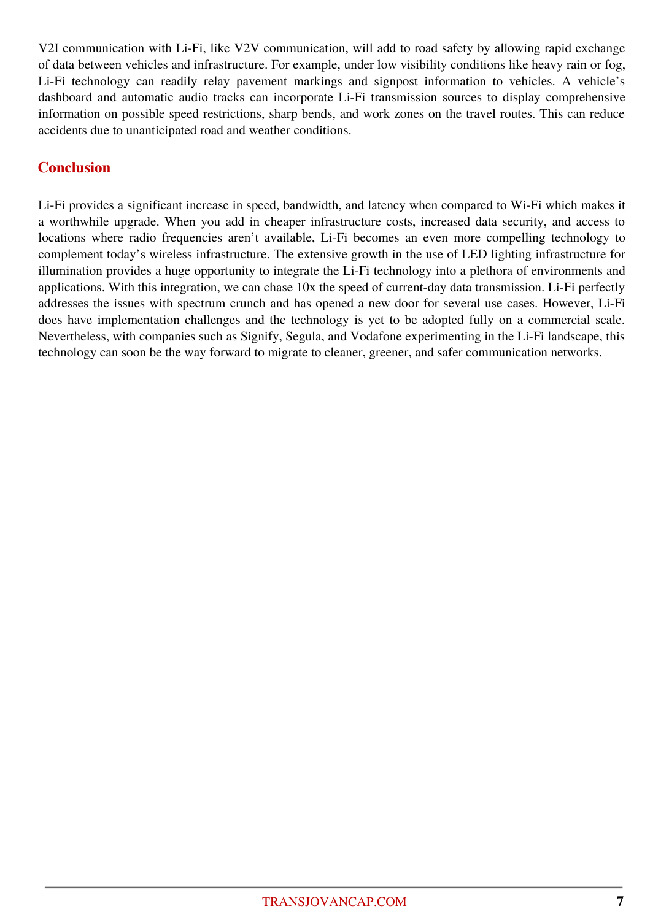V2I communication with Li-Fi, like V2V communication, will add to road safety by allowing rapid exchange of data between vehicles and infrastructure. For example, under low visibility conditions like heavy rain or fog, Li-Fi technology can readily relay pavement markings and signpost information to vehicles. A vehicle's dashboard and automatic audio tracks can incorporate Li-Fi transmission sources to display comprehensive information on possible speed restrictions, sharp bends, and work zones on the travel routes. This can reduce accidents due to unanticipated road and weather conditions.

## Conclusion

Li-Fi provides a significant increase in speed, bandwidth, and latency when compared to Wi-Fi which makes it a worthwhile upgrade. When you add in cheaper infrastructure costs, increased data security, and access to locations where radio frequencies aren't available, Li-Fi becomes an even more compelling technology to complement today's wireless infrastructure. The extensive growth in the use of LED lighting infrastructure for illumination provides a huge opportunity to integrate the Li-Fi technology into a plethora of environments and applications. With this integration, we can chase 10x the speed of current-day data transmission. Li-Fi perfectly addresses the issues with spectrum crunch and has opened a new door for several use cases. However, Li-Fi does have implementation challenges and the technology is yet to be adopted fully on a commercial scale. Nevertheless, with companies such as Signify, Segula, and Vodafone experimenting in the Li-Fi landscape, this technology can soon be the way forward to migrate to cleaner, greener, and safer communication networks.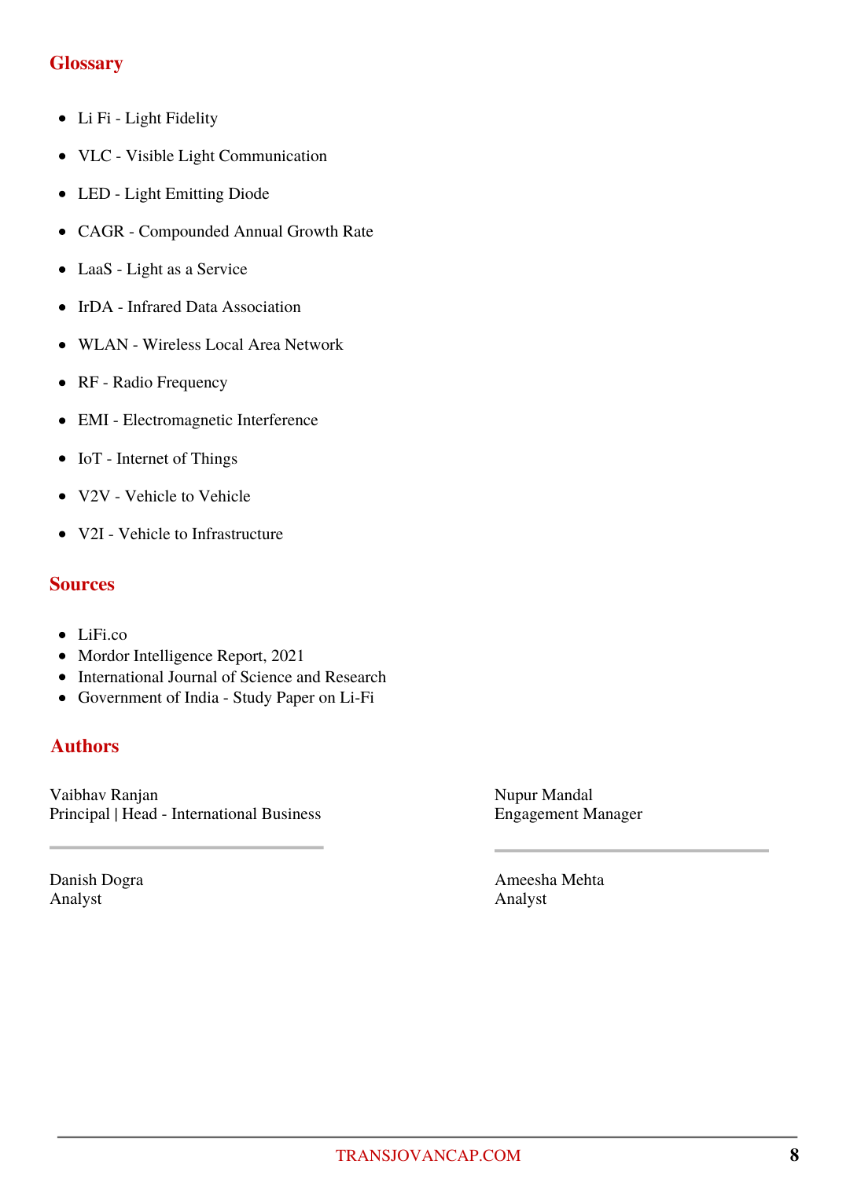## Glossary

- Li Fi - Light Fidelity
- VLC - Visible Light Communication
- LED - Light Emitting Diode
- CAGR - Compounded Annual Growth Rate
- LaaS - Light as a Service
- IrDA - Infrared Data Association
- WLAN - Wireless Local Area Network
- RF - Radio Frequency
- EMI - Electromagnetic Interference
- IoT - Internet of Things
- V2V - Vehicle to Vehicle
- V2I - Vehicle to Infrastructure

## Sources

- LiFi.co
- Mordor Intelligence Report, 2021
- International Journal of Science and Research
- Government of India - Study Paper on Li-Fi

## Authors

Vaibhav Ranjan
Principal | Head - International Business

Nupur Mandal
Engagement Manager

Danish Dogra
Analyst

Ameesha Mehta
Analyst

TRANSJOVANCAP.COM